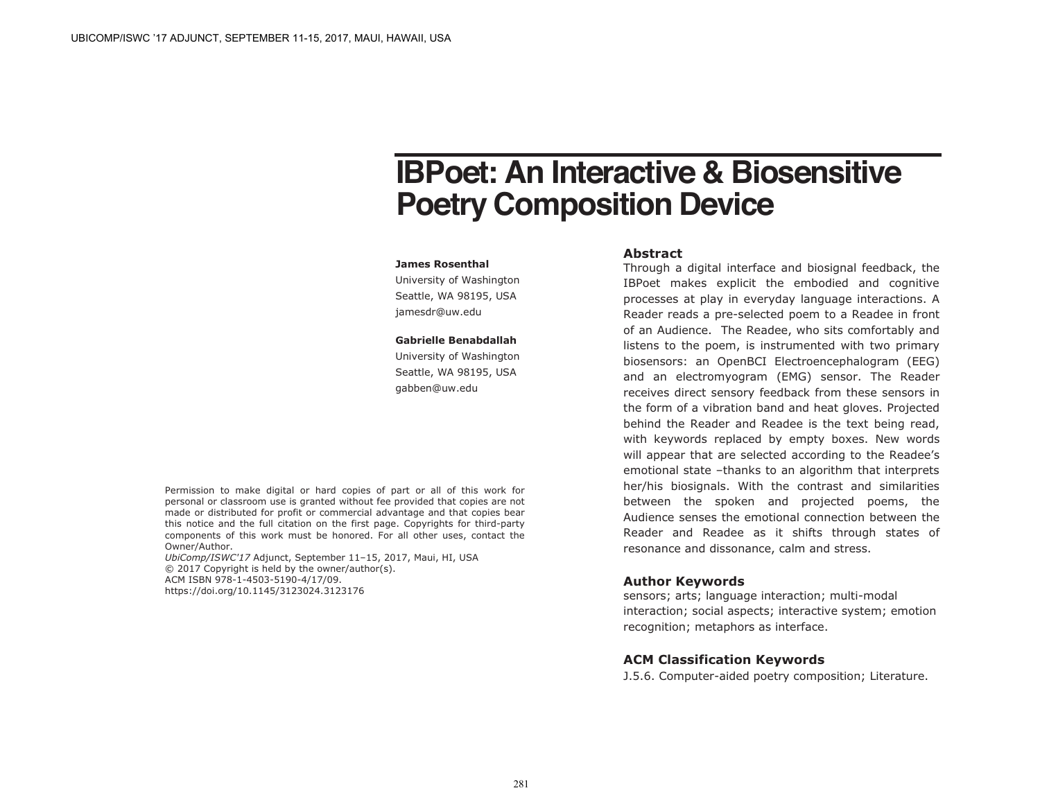# IBPoet: An Interactive & Biosensitive Poetry Composition Device

**James Rosenthal**
University of Washington
Seattle, WA 98195, USA
jamesdr@uw.edu

**Gabrielle Benabdallah**
University of Washington
Seattle, WA 98195, USA
gabben@uw.edu

Permission to make digital or hard copies of part or all of this work for personal or classroom use is granted without fee provided that copies are not made or distributed for profit or commercial advantage and that copies bear this notice and the full citation on the first page. Copyrights for third-party components of this work must be honored. For all other uses, contact the Owner/Author.
*UbiComp/ISWC'17* Adjunct, September 11–15, 2017, Maui, HI, USA
© 2017 Copyright is held by the owner/author(s).
ACM ISBN 978-1-4503-5190-4/17/09.
https://doi.org/10.1145/3123024.3123176

## Abstract

Through a digital interface and biosignal feedback, the IBPoet makes explicit the embodied and cognitive processes at play in everyday language interactions. A Reader reads a pre-selected poem to a Readee in front of an Audience. The Readee, who sits comfortably and listens to the poem, is instrumented with two primary biosensors: an OpenBCI Electroencephalogram (EEG) and an electromyogram (EMG) sensor. The Reader receives direct sensory feedback from these sensors in the form of a vibration band and heat gloves. Projected behind the Reader and Readee is the text being read, with keywords replaced by empty boxes. New words will appear that are selected according to the Readee's emotional state –thanks to an algorithm that interprets her/his biosignals. With the contrast and similarities between the spoken and projected poems, the Audience senses the emotional connection between the Reader and Readee as it shifts through states of resonance and dissonance, calm and stress.

## Author Keywords

sensors; arts; language interaction; multi-modal interaction; social aspects; interactive system; emotion recognition; metaphors as interface.

## ACM Classification Keywords

J.5.6. Computer-aided poetry composition; Literature.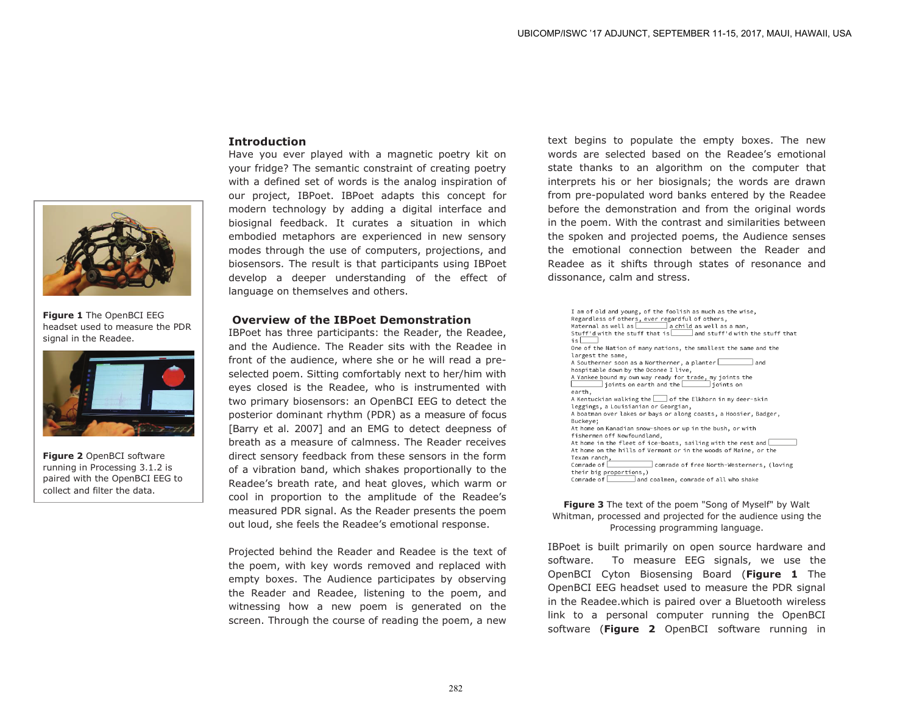## Introduction

Have you ever played with a magnetic poetry kit on your fridge? The semantic constraint of creating poetry with a defined set of words is the analog inspiration of our project, IBPoet. IBPoet adapts this concept for modern technology by adding a digital interface and biosignal feedback. It curates a situation in which embodied metaphors are experienced in new sensory modes through the use of computers, projections, and biosensors. The result is that participants using IBPoet develop a deeper understanding of the effect of language on themselves and others.

**Figure 1** The OpenBCI EEG headset used to measure the PDR signal in the Readee.

**Figure 2** OpenBCI software running in Processing 3.1.2 is paired with the OpenBCI EEG to collect and filter the data.

## Overview of the IBPoet Demonstration

IBPoet has three participants: the Reader, the Readee, and the Audience. The Reader sits with the Readee in front of the audience, where she or he will read a pre-selected poem. Sitting comfortably next to her/him with eyes closed is the Readee, who is instrumented with two primary biosensors: an OpenBCI EEG to detect the posterior dominant rhythm (PDR) as a measure of focus [Barry et al. 2007] and an EMG to detect deepness of breath as a measure of calmness. The Reader receives direct sensory feedback from these sensors in the form of a vibration band, which shakes proportionally to the Readee's breath rate, and heat gloves, which warm or cool in proportion to the amplitude of the Readee's measured PDR signal. As the Reader presents the poem out loud, she feels the Readee's emotional response.

Projected behind the Reader and Readee is the text of the poem, with key words removed and replaced with empty boxes. The Audience participates by observing the Reader and Readee, listening to the poem, and witnessing how a new poem is generated on the screen. Through the course of reading the poem, a new text begins to populate the empty boxes. The new words are selected based on the Readee's emotional state thanks to an algorithm on the computer that interprets his or her biosignals; the words are drawn from pre-populated word banks entered by the Readee before the demonstration and from the original words in the poem. With the contrast and similarities between the spoken and projected poems, the Audience senses the emotional connection between the Reader and Readee as it shifts through states of resonance and dissonance, calm and stress.

I am of old and young, of the foolish as much as the wise,
Regardless of others, ever regardful of others,
Maternal as well as [ ] a child as well as a man,
Stuff'd with the stuff that is [ ] and stuff'd with the stuff that is [ ]
One of the Nation of many nations, the smallest the same and the largest the same,
A Southerner soon as a Northerner, a planter [ ] and hospitable down by the Oconee I live,
A Yankee bound my own way ready for trade, my joints the [ ] joints on earth and the [ ] joints on earth,
A Kentuckian walking the [ ] of the Elkhorn in my deer-skin leggings, a Louisianian or Georgian,
A boatman over lakes or bays or along coasts, a Hoosier, Badger, Buckeye;
At home on Kanadian snow-shoes or up in the bush, or with fishermen off Newfoundland,
At home in the fleet of ice-boats, sailing with the rest and [ ]
At home on the hills of Vermont or in the woods of Maine, or the Texan ranch,
Comrade of [ ] comrade of free North-Westerners, (loving their big proportions,)
Comrade of [ ] and coalmen, comrade of all who shake

**Figure 3** The text of the poem "Song of Myself" by Walt Whitman, processed and projected for the audience using the Processing programming language.

IBPoet is built primarily on open source hardware and software. To measure EEG signals, we use the OpenBCI Cyton Biosensing Board (**Figure 1** The OpenBCI EEG headset used to measure the PDR signal in the Readee.which is paired over a Bluetooth wireless link to a personal computer running the OpenBCI software (**Figure 2** OpenBCI software running in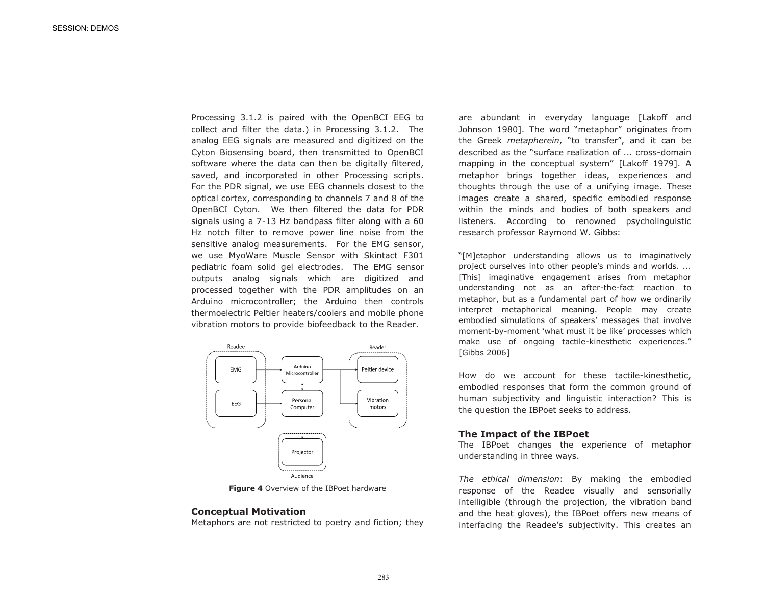Processing 3.1.2 is paired with the OpenBCI EEG to collect and filter the data.) in Processing 3.1.2. The analog EEG signals are measured and digitized on the Cyton Biosensing board, then transmitted to OpenBCI software where the data can then be digitally filtered, saved, and incorporated in other Processing scripts. For the PDR signal, we use EEG channels closest to the optical cortex, corresponding to channels 7 and 8 of the OpenBCI Cyton. We then filtered the data for PDR signals using a 7-13 Hz bandpass filter along with a 60 Hz notch filter to remove power line noise from the sensitive analog measurements. For the EMG sensor, we use MyoWare Muscle Sensor with Skintact F301 pediatric foam solid gel electrodes. The EMG sensor outputs analog signals which are digitized and processed together with the PDR amplitudes on an Arduino microcontroller; the Arduino then controls thermoelectric Peltier heaters/coolers and mobile phone vibration motors to provide biofeedback to the Reader.

Readee — EMG, EEG; Arduino Microcontroller; Personal Computer; Reader — Peltier device, Vibration motors; Projector — Audience

**Figure 4** Overview of the IBPoet hardware

## Conceptual Motivation

Metaphors are not restricted to poetry and fiction; they are abundant in everyday language [Lakoff and Johnson 1980]. The word "metaphor" originates from the Greek *metapherein*, "to transfer", and it can be described as the "surface realization of ... cross-domain mapping in the conceptual system" [Lakoff 1979]. A metaphor brings together ideas, experiences and thoughts through the use of a unifying image. These images create a shared, specific embodied response within the minds and bodies of both speakers and listeners. According to renowned psycholinguistic research professor Raymond W. Gibbs:

"[M]etaphor understanding allows us to imaginatively project ourselves into other people's minds and worlds. ... [This] imaginative engagement arises from metaphor understanding not as an after-the-fact reaction to metaphor, but as a fundamental part of how we ordinarily interpret metaphorical meaning. People may create embodied simulations of speakers' messages that involve moment-by-moment 'what must it be like' processes which make use of ongoing tactile-kinesthetic experiences." [Gibbs 2006]

How do we account for these tactile-kinesthetic, embodied responses that form the common ground of human subjectivity and linguistic interaction? This is the question the IBPoet seeks to address.

## The Impact of the IBPoet

The IBPoet changes the experience of metaphor understanding in three ways.

*The ethical dimension*: By making the embodied response of the Readee visually and sensorially intelligible (through the projection, the vibration band and the heat gloves), the IBPoet offers new means of interfacing the Readee's subjectivity. This creates an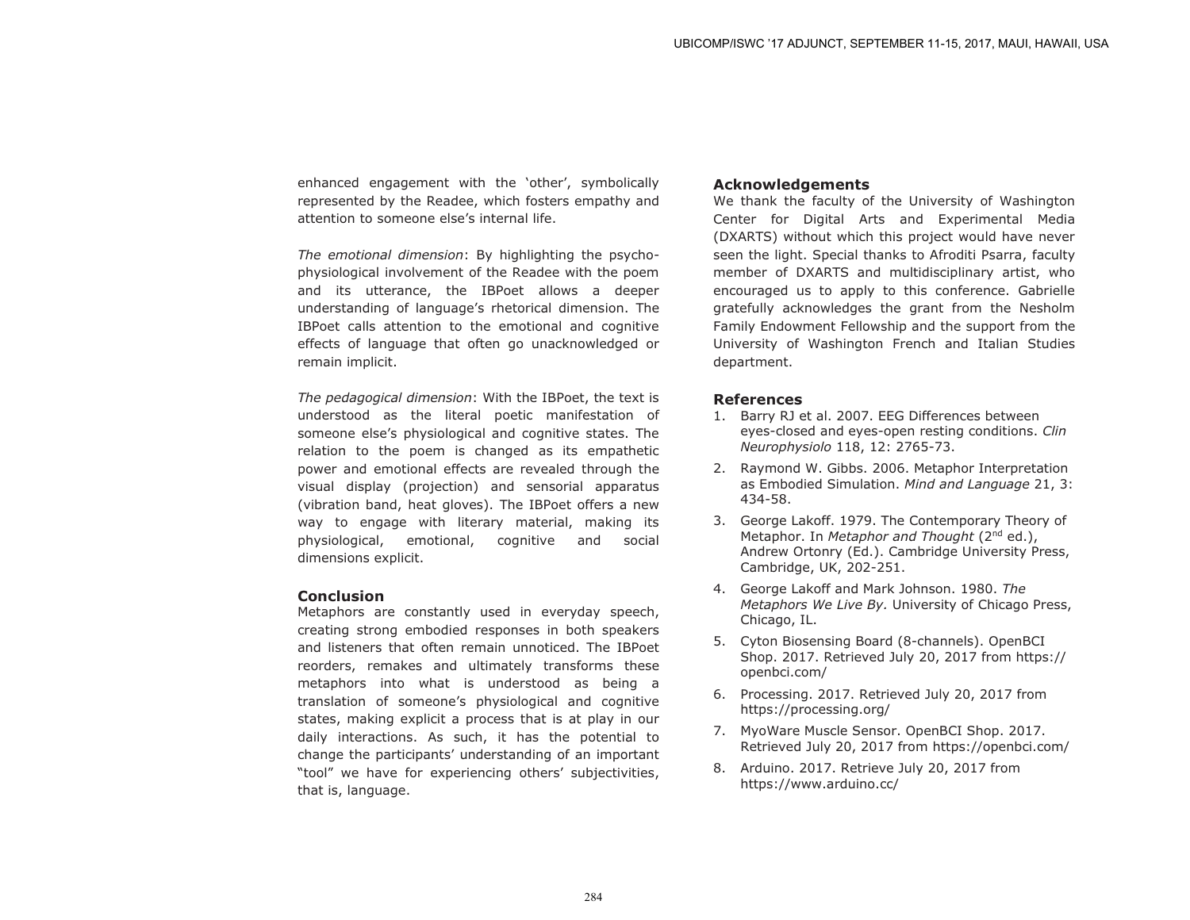enhanced engagement with the 'other', symbolically represented by the Readee, which fosters empathy and attention to someone else's internal life.

*The emotional dimension*: By highlighting the psycho-physiological involvement of the Readee with the poem and its utterance, the IBPoet allows a deeper understanding of language's rhetorical dimension. The IBPoet calls attention to the emotional and cognitive effects of language that often go unacknowledged or remain implicit.

*The pedagogical dimension*: With the IBPoet, the text is understood as the literal poetic manifestation of someone else's physiological and cognitive states. The relation to the poem is changed as its empathetic power and emotional effects are revealed through the visual display (projection) and sensorial apparatus (vibration band, heat gloves). The IBPoet offers a new way to engage with literary material, making its physiological, emotional, cognitive and social dimensions explicit.

## Conclusion

Metaphors are constantly used in everyday speech, creating strong embodied responses in both speakers and listeners that often remain unnoticed. The IBPoet reorders, remakes and ultimately transforms these metaphors into what is understood as being a translation of someone's physiological and cognitive states, making explicit a process that is at play in our daily interactions. As such, it has the potential to change the participants' understanding of an important "tool" we have for experiencing others' subjectivities, that is, language.

## Acknowledgements

We thank the faculty of the University of Washington Center for Digital Arts and Experimental Media (DXARTS) without which this project would have never seen the light. Special thanks to Afroditi Psarra, faculty member of DXARTS and multidisciplinary artist, who encouraged us to apply to this conference. Gabrielle gratefully acknowledges the grant from the Nesholm Family Endowment Fellowship and the support from the University of Washington French and Italian Studies department.

## References

1. Barry RJ et al. 2007. EEG Differences between eyes-closed and eyes-open resting conditions. *Clin Neurophysiolo* 118, 12: 2765-73.
2. Raymond W. Gibbs. 2006. Metaphor Interpretation as Embodied Simulation. *Mind and Language* 21, 3: 434-58.
3. George Lakoff. 1979. The Contemporary Theory of Metaphor. In *Metaphor and Thought* (2nd ed.), Andrew Ortonry (Ed.). Cambridge University Press, Cambridge, UK, 202-251.
4. George Lakoff and Mark Johnson. 1980. *The Metaphors We Live By.* University of Chicago Press, Chicago, IL.
5. Cyton Biosensing Board (8-channels). OpenBCI Shop. 2017. Retrieved July 20, 2017 from https://openbci.com/
6. Processing. 2017. Retrieved July 20, 2017 from https://processing.org/
7. MyoWare Muscle Sensor. OpenBCI Shop. 2017. Retrieved July 20, 2017 from https://openbci.com/
8. Arduino. 2017. Retrieve July 20, 2017 from https://www.arduino.cc/